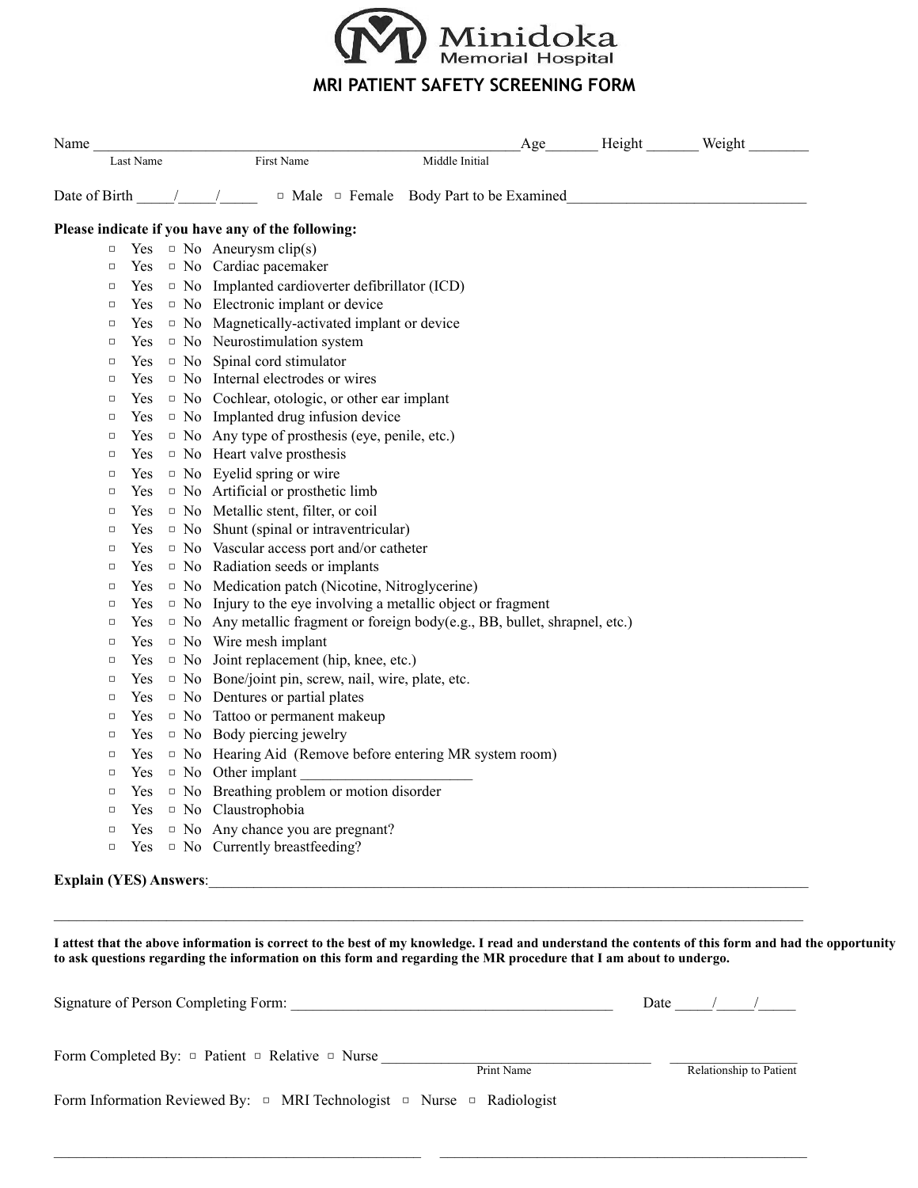Minidoka Memorial Hospital

# MRI PATIENT SAFETY SCREENING FORM

Name ______________________________________________________ Age_______ Height _______ Weight ________
Last Name First Name Middle Initial

Date of Birth _____/_____/_____ ▫ Male ▫ Female Body Part to be Examined_______________________________

**Please indicate if you have any of the following:**

- ▫ Yes ▫ No Aneurysm clip(s)
- ▫ Yes ▫ No Cardiac pacemaker
- ▫ Yes ▫ No Implanted cardioverter defibrillator (ICD)
- ▫ Yes ▫ No Electronic implant or device
- ▫ Yes ▫ No Magnetically-activated implant or device
- ▫ Yes ▫ No Neurostimulation system
- ▫ Yes ▫ No Spinal cord stimulator
- ▫ Yes ▫ No Internal electrodes or wires
- ▫ Yes ▫ No Cochlear, otologic, or other ear implant
- ▫ Yes ▫ No Implanted drug infusion device
- ▫ Yes ▫ No Any type of prosthesis (eye, penile, etc.)
- ▫ Yes ▫ No Heart valve prosthesis
- ▫ Yes ▫ No Eyelid spring or wire
- ▫ Yes ▫ No Artificial or prosthetic limb
- ▫ Yes ▫ No Metallic stent, filter, or coil
- ▫ Yes ▫ No Shunt (spinal or intraventricular)
- ▫ Yes ▫ No Vascular access port and/or catheter
- ▫ Yes ▫ No Radiation seeds or implants
- ▫ Yes ▫ No Medication patch (Nicotine, Nitroglycerine)
- ▫ Yes ▫ No Injury to the eye involving a metallic object or fragment
- ▫ Yes ▫ No Any metallic fragment or foreign body(e.g., BB, bullet, shrapnel, etc.)
- ▫ Yes ▫ No Wire mesh implant
- ▫ Yes ▫ No Joint replacement (hip, knee, etc.)
- ▫ Yes ▫ No Bone/joint pin, screw, nail, wire, plate, etc.
- ▫ Yes ▫ No Dentures or partial plates
- ▫ Yes ▫ No Tattoo or permanent makeup
- ▫ Yes ▫ No Body piercing jewelry
- ▫ Yes ▫ No Hearing Aid (Remove before entering MR system room)
- ▫ Yes ▫ No Other implant _______________________
- ▫ Yes ▫ No Breathing problem or motion disorder
- ▫ Yes ▫ No Claustrophobia
- ▫ Yes ▫ No Any chance you are pregnant?
- ▫ Yes ▫ No Currently breastfeeding?

**Explain (YES) Answers**:_____________________________________________________________________________

______________________________________________________________________________________________

**I attest that the above information is correct to the best of my knowledge. I read and understand the contents of this form and had the opportunity to ask questions regarding the information on this form and regarding the MR procedure that I am about to undergo.**

Signature of Person Completing Form: ____________________________________________ Date _____/_____/_____

Form Completed By: ▫ Patient ▫ Relative ▫ Nurse ____________________________________ ___________________
Print Name Relationship to Patient

Form Information Reviewed By: ▫ MRI Technologist ▫ Nurse ▫ Radiologist

__________________________________________________ __________________________________________________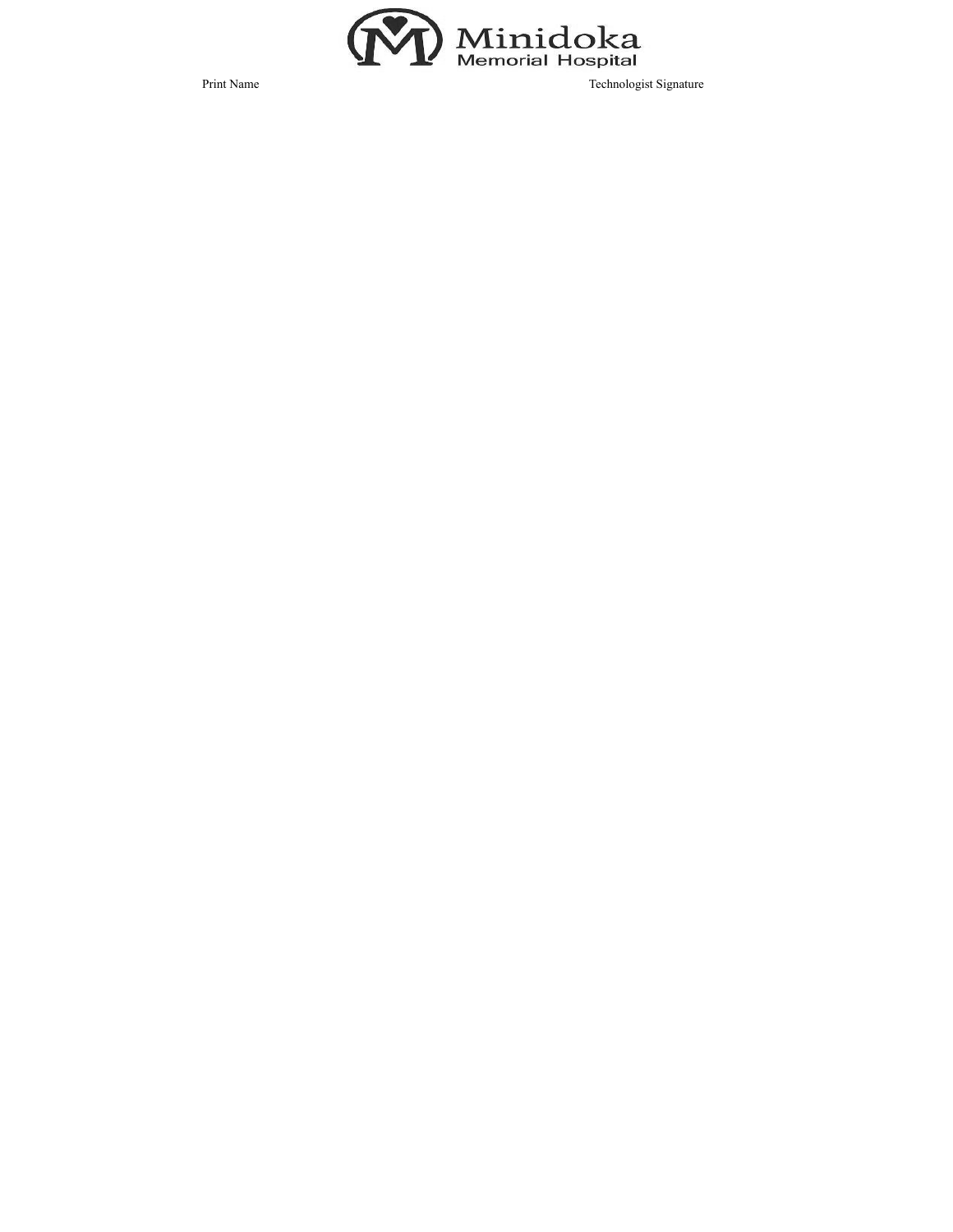Print Name Technologist Signature